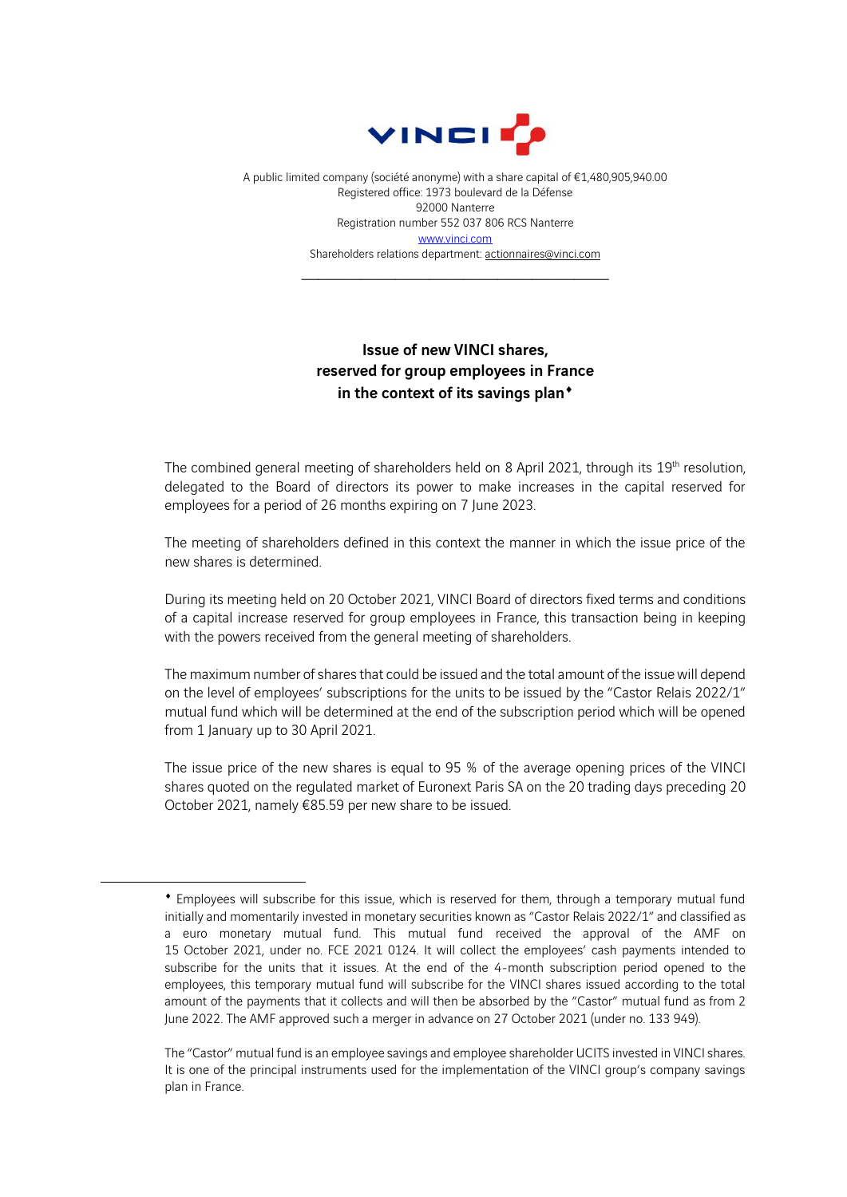VINCI

A public limited company (société anonyme) with a share capital of €1,480,905,940.00
Registered office: 1973 boulevard de la Défense
92000 Nanterre
Registration number 552 037 806 RCS Nanterre
www.vinci.com
Shareholders relations department: actionnaires@vinci.com

---

## Issue of new VINCI shares, reserved for group employees in France in the context of its savings plan♦

The combined general meeting of shareholders held on 8 April 2021, through its 19th resolution, delegated to the Board of directors its power to make increases in the capital reserved for employees for a period of 26 months expiring on 7 June 2023.

The meeting of shareholders defined in this context the manner in which the issue price of the new shares is determined.

During its meeting held on 20 October 2021, VINCI Board of directors fixed terms and conditions of a capital increase reserved for group employees in France, this transaction being in keeping with the powers received from the general meeting of shareholders.

The maximum number of shares that could be issued and the total amount of the issue will depend on the level of employees' subscriptions for the units to be issued by the "Castor Relais 2022/1" mutual fund which will be determined at the end of the subscription period which will be opened from 1 January up to 30 April 2021.

The issue price of the new shares is equal to 95 % of the average opening prices of the VINCI shares quoted on the regulated market of Euronext Paris SA on the 20 trading days preceding 20 October 2021, namely €85.59 per new share to be issued.

---

♦ Employees will subscribe for this issue, which is reserved for them, through a temporary mutual fund initially and momentarily invested in monetary securities known as "Castor Relais 2022/1" and classified as a euro monetary mutual fund. This mutual fund received the approval of the AMF on 15 October 2021, under no. FCE 2021 0124. It will collect the employees' cash payments intended to subscribe for the units that it issues. At the end of the 4-month subscription period opened to the employees, this temporary mutual fund will subscribe for the VINCI shares issued according to the total amount of the payments that it collects and will then be absorbed by the "Castor" mutual fund as from 2 June 2022. The AMF approved such a merger in advance on 27 October 2021 (under no. 133 949).

The "Castor" mutual fund is an employee savings and employee shareholder UCITS invested in VINCI shares. It is one of the principal instruments used for the implementation of the VINCI group's company savings plan in France.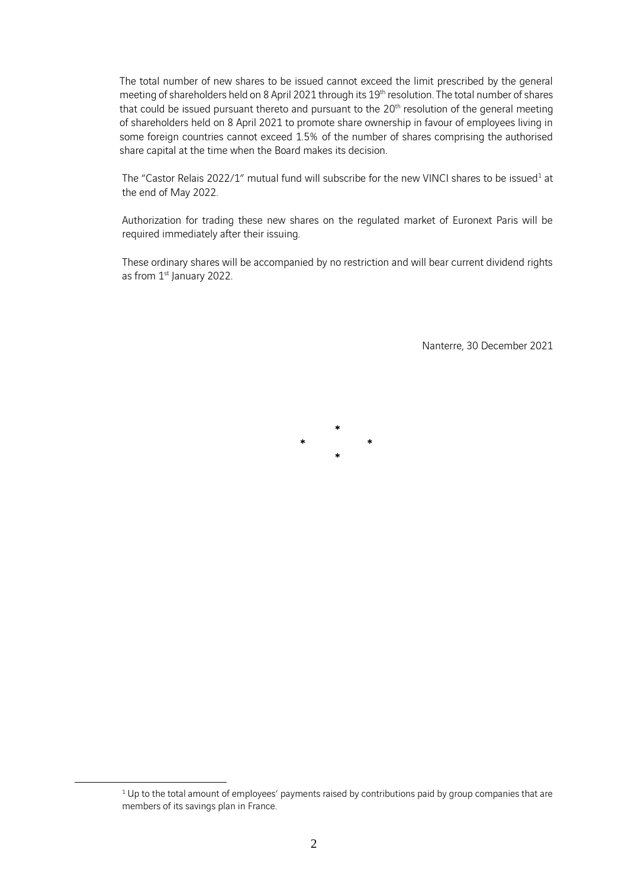The total number of new shares to be issued cannot exceed the limit prescribed by the general meeting of shareholders held on 8 April 2021 through its 19th resolution. The total number of shares that could be issued pursuant thereto and pursuant to the 20th resolution of the general meeting of shareholders held on 8 April 2021 to promote share ownership in favour of employees living in some foreign countries cannot exceed 1.5% of the number of shares comprising the authorised share capital at the time when the Board makes its decision.

The "Castor Relais 2022/1" mutual fund will subscribe for the new VINCI shares to be issued[1] at the end of May 2022.

Authorization for trading these new shares on the regulated market of Euronext Paris will be required immediately after their issuing.

These ordinary shares will be accompanied by no restriction and will bear current dividend rights as from 1st January 2022.

Nanterre, 30 December 2021

*

\*         *

*

[1] Up to the total amount of employees' payments raised by contributions paid by group companies that are members of its savings plan in France.